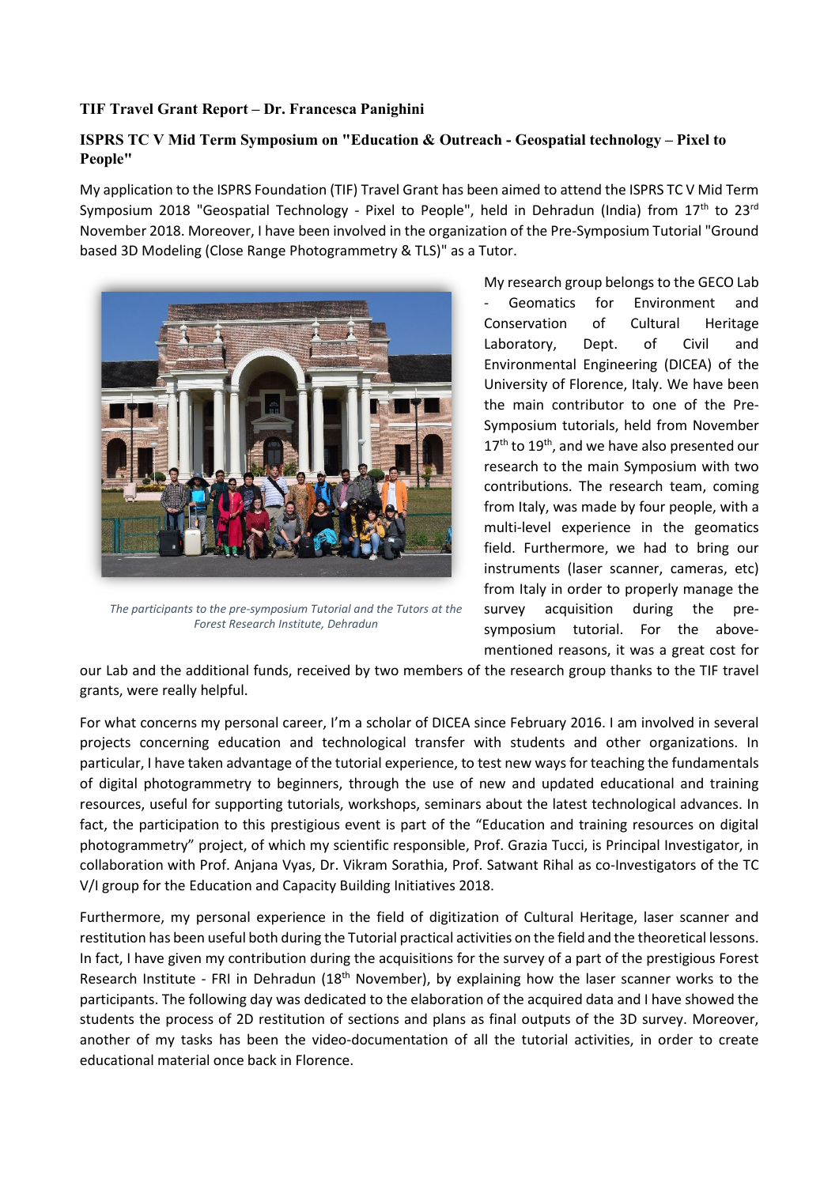**TIF Travel Grant Report – Dr. Francesca Panighini**

**ISPRS TC V Mid Term Symposium on "Education & Outreach - Geospatial technology – Pixel to People"**

My application to the ISPRS Foundation (TIF) Travel Grant has been aimed to attend the ISPRS TC V Mid Term Symposium 2018 "Geospatial Technology - Pixel to People", held in Dehradun (India) from 17th to 23rd November 2018. Moreover, I have been involved in the organization of the Pre-Symposium Tutorial "Ground based 3D Modeling (Close Range Photogrammetry & TLS)" as a Tutor.

*The participants to the pre-symposium Tutorial and the Tutors at the Forest Research Institute, Dehradun*

My research group belongs to the GECO Lab - Geomatics for Environment and Conservation of Cultural Heritage Laboratory, Dept. of Civil and Environmental Engineering (DICEA) of the University of Florence, Italy. We have been the main contributor to one of the Pre-Symposium tutorials, held from November 17th to 19th, and we have also presented our research to the main Symposium with two contributions. The research team, coming from Italy, was made by four people, with a multi-level experience in the geomatics field. Furthermore, we had to bring our instruments (laser scanner, cameras, etc) from Italy in order to properly manage the survey acquisition during the pre-symposium tutorial. For the above-mentioned reasons, it was a great cost for our Lab and the additional funds, received by two members of the research group thanks to the TIF travel grants, were really helpful.

For what concerns my personal career, I'm a scholar of DICEA since February 2016. I am involved in several projects concerning education and technological transfer with students and other organizations. In particular, I have taken advantage of the tutorial experience, to test new ways for teaching the fundamentals of digital photogrammetry to beginners, through the use of new and updated educational and training resources, useful for supporting tutorials, workshops, seminars about the latest technological advances. In fact, the participation to this prestigious event is part of the "Education and training resources on digital photogrammetry" project, of which my scientific responsible, Prof. Grazia Tucci, is Principal Investigator, in collaboration with Prof. Anjana Vyas, Dr. Vikram Sorathia, Prof. Satwant Rihal as co-Investigators of the TC V/I group for the Education and Capacity Building Initiatives 2018.

Furthermore, my personal experience in the field of digitization of Cultural Heritage, laser scanner and restitution has been useful both during the Tutorial practical activities on the field and the theoretical lessons. In fact, I have given my contribution during the acquisitions for the survey of a part of the prestigious Forest Research Institute - FRI in Dehradun (18th November), by explaining how the laser scanner works to the participants. The following day was dedicated to the elaboration of the acquired data and I have showed the students the process of 2D restitution of sections and plans as final outputs of the 3D survey. Moreover, another of my tasks has been the video-documentation of all the tutorial activities, in order to create educational material once back in Florence.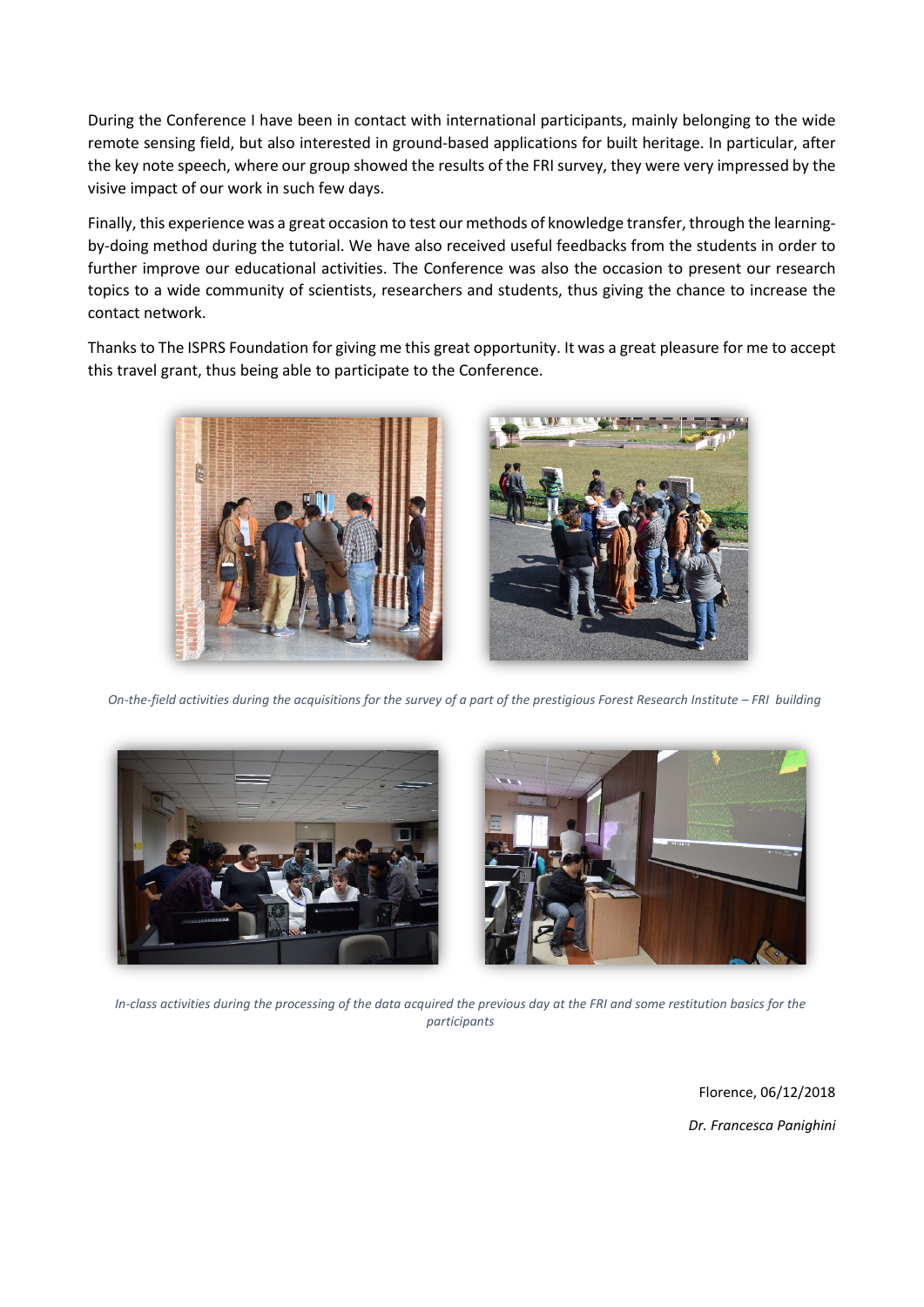During the Conference I have been in contact with international participants, mainly belonging to the wide remote sensing field, but also interested in ground-based applications for built heritage. In particular, after the key note speech, where our group showed the results of the FRI survey, they were very impressed by the visive impact of our work in such few days.

Finally, this experience was a great occasion to test our methods of knowledge transfer, through the learning-by-doing method during the tutorial. We have also received useful feedbacks from the students in order to further improve our educational activities. The Conference was also the occasion to present our research topics to a wide community of scientists, researchers and students, thus giving the chance to increase the contact network.

Thanks to The ISPRS Foundation for giving me this great opportunity. It was a great pleasure for me to accept this travel grant, thus being able to participate to the Conference.

*On-the-field activities during the acquisitions for the survey of a part of the prestigious Forest Research Institute – FRI building*

*In-class activities during the processing of the data acquired the previous day at the FRI and some restitution basics for the participants*

Florence, 06/12/2018

*Dr. Francesca Panighini*